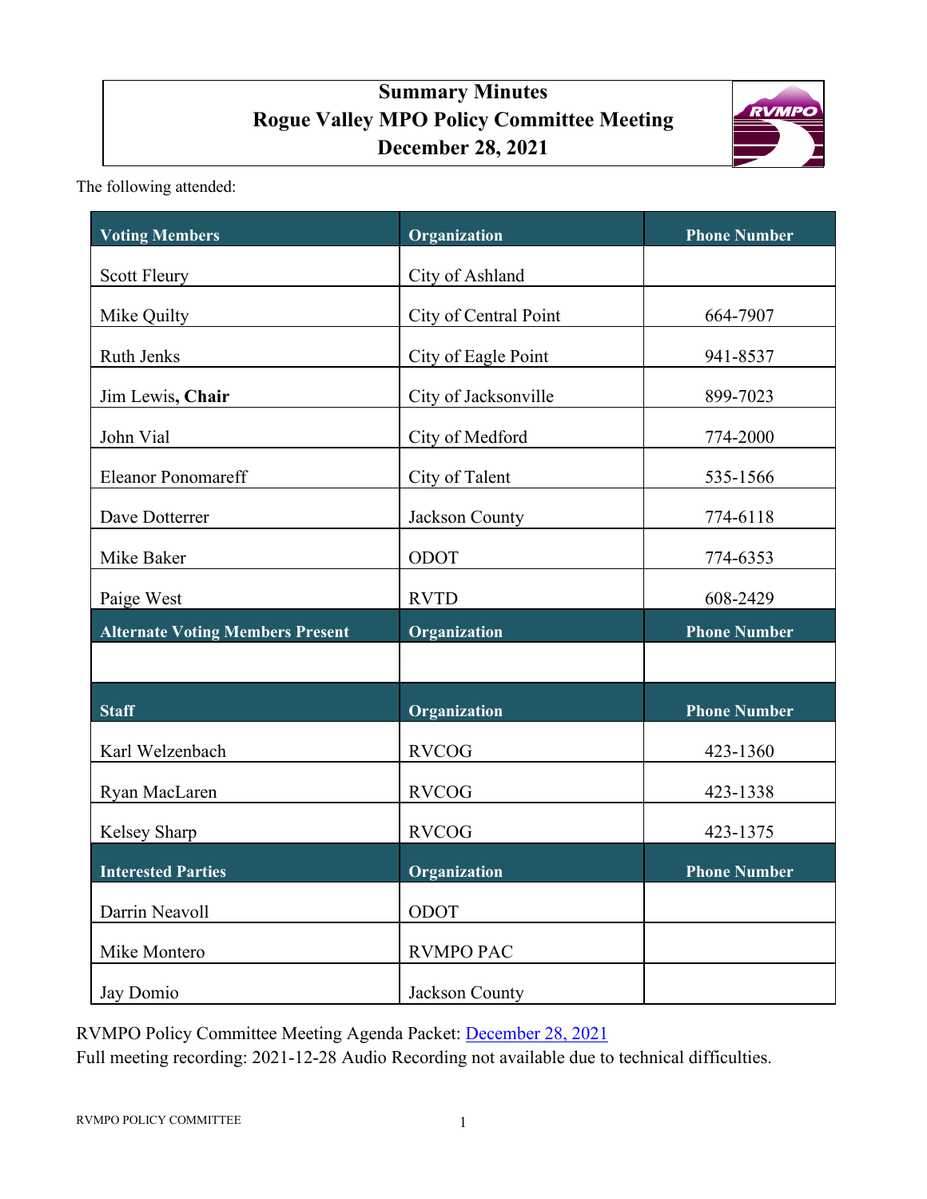# Summary Minutes
# Rogue Valley MPO Policy Committee Meeting
# December 28, 2021

The following attended:

| Voting Members | Organization | Phone Number |
|---|---|---|
| Scott Fleury | City of Ashland | |
| Mike Quilty | City of Central Point | 664-7907 |
| Ruth Jenks | City of Eagle Point | 941-8537 |
| Jim Lewis, **Chair** | City of Jacksonville | 899-7023 |
| John Vial | City of Medford | 774-2000 |
| Eleanor Ponomareff | City of Talent | 535-1566 |
| Dave Dotterrer | Jackson County | 774-6118 |
| Mike Baker | ODOT | 774-6353 |
| Paige West | RVTD | 608-2429 |
| **Alternate Voting Members Present** | **Organization** | **Phone Number** |
| | | |
| **Staff** | **Organization** | **Phone Number** |
| Karl Welzenbach | RVCOG | 423-1360 |
| Ryan MacLaren | RVCOG | 423-1338 |
| Kelsey Sharp | RVCOG | 423-1375 |
| **Interested Parties** | **Organization** | **Phone Number** |
| Darrin Neavoll | ODOT | |
| Mike Montero | RVMPO PAC | |
| Jay Domio | Jackson County | |

RVMPO Policy Committee Meeting Agenda Packet: December 28, 2021
Full meeting recording: 2021-12-28 Audio Recording not available due to technical difficulties.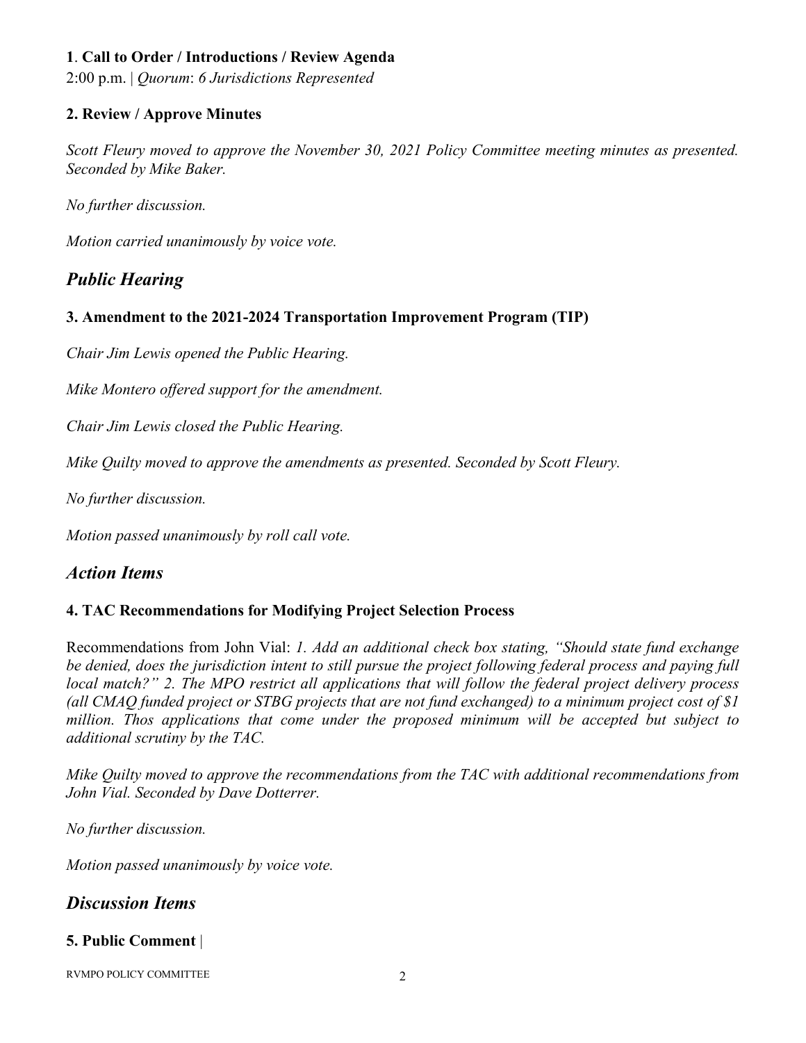**1**. **Call to Order / Introductions / Review Agenda**

2:00 p.m. | *Quorum*: *6 Jurisdictions Represented*

**2. Review / Approve Minutes**

*Scott Fleury moved to approve the November 30, 2021 Policy Committee meeting minutes as presented. Seconded by Mike Baker.*

*No further discussion.*

*Motion carried unanimously by voice vote.*

## *Public Hearing*

**3. Amendment to the 2021-2024 Transportation Improvement Program (TIP)**

*Chair Jim Lewis opened the Public Hearing.*

*Mike Montero offered support for the amendment.*

*Chair Jim Lewis closed the Public Hearing.*

*Mike Quilty moved to approve the amendments as presented. Seconded by Scott Fleury.*

*No further discussion.*

*Motion passed unanimously by roll call vote.*

## *Action Items*

**4. TAC Recommendations for Modifying Project Selection Process**

Recommendations from John Vial: *1. Add an additional check box stating, "Should state fund exchange be denied, does the jurisdiction intent to still pursue the project following federal process and paying full local match?" 2. The MPO restrict all applications that will follow the federal project delivery process (all CMAQ funded project or STBG projects that are not fund exchanged) to a minimum project cost of $1 million. Thos applications that come under the proposed minimum will be accepted but subject to additional scrutiny by the TAC.*

*Mike Quilty moved to approve the recommendations from the TAC with additional recommendations from John Vial. Seconded by Dave Dotterrer.*

*No further discussion.*

*Motion passed unanimously by voice vote.*

## *Discussion Items*

**5. Public Comment** |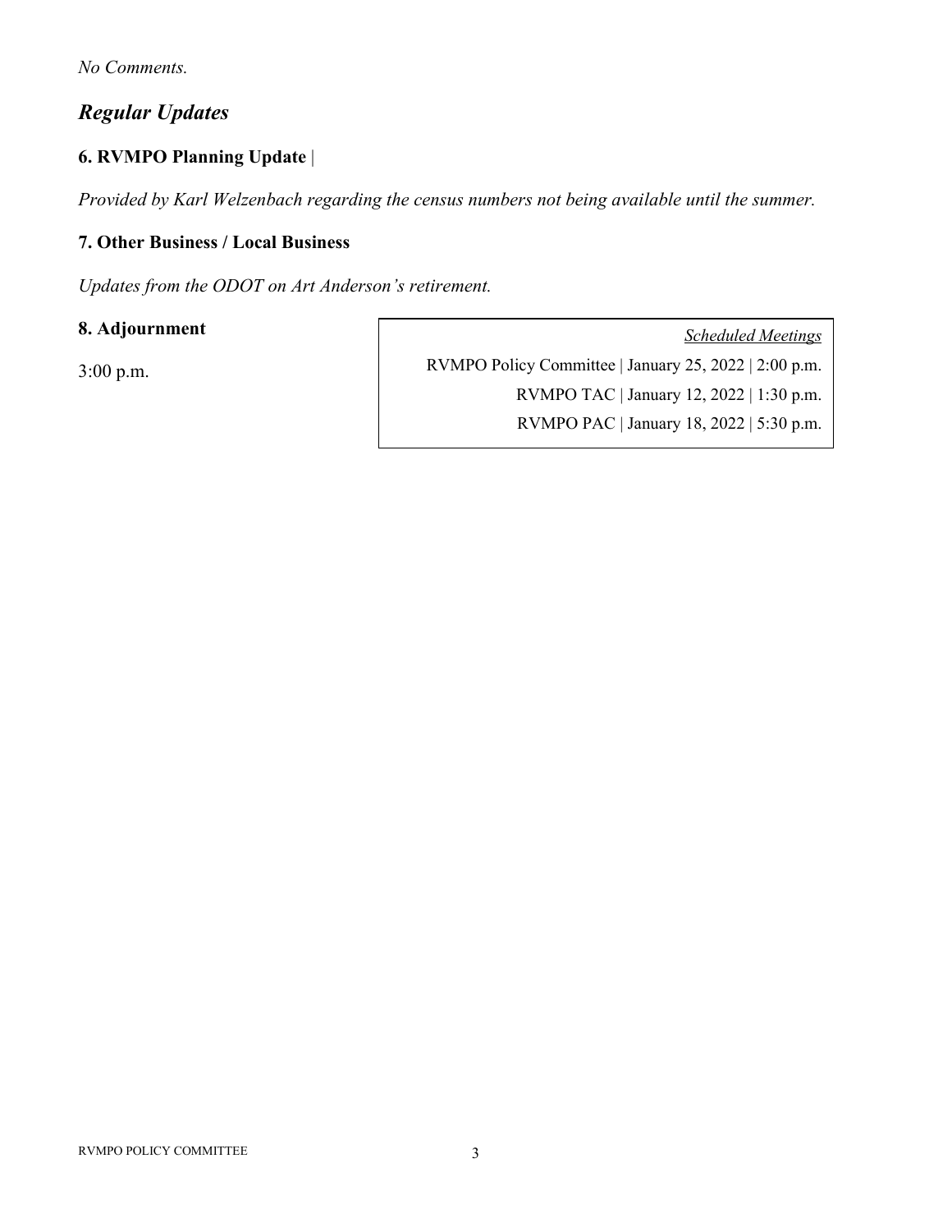*No Comments.*

## *Regular Updates*

### 6. RVMPO Planning Update |

*Provided by Karl Welzenbach regarding the census numbers not being available until the summer.*

### 7. Other Business / Local Business

*Updates from the ODOT on Art Anderson's retirement.*

### 8. Adjournment

3:00 p.m.

*Scheduled Meetings*

RVMPO Policy Committee | January 25, 2022 | 2:00 p.m.

RVMPO TAC | January 12, 2022 | 1:30 p.m.

RVMPO PAC | January 18, 2022 | 5:30 p.m.